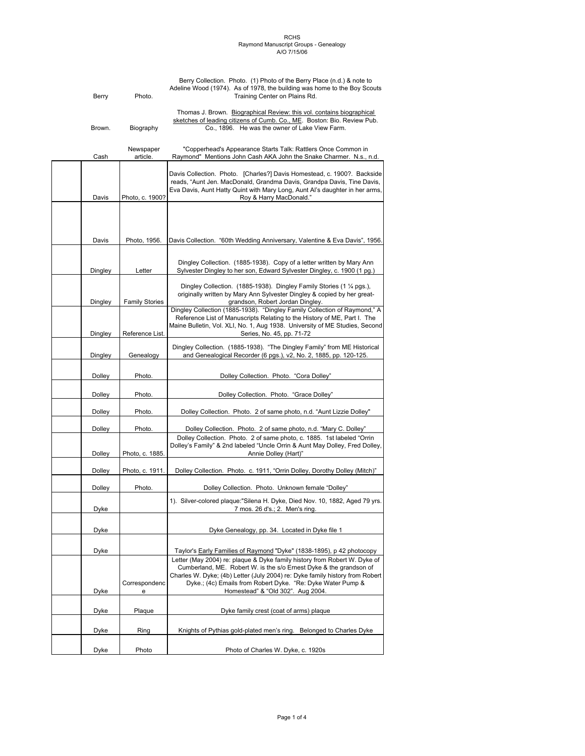RCHS
Raymond Manuscript Groups - Genealogy
A/O 7/15/06

| | Name | Type | Description |
|---|---|---|---|
| | Berry | Photo. | Berry Collection. Photo. (1) Photo of the Berry Place (n.d.) & note to Adeline Wood (1974). As of 1978, the building was home to the Boy Scouts Training Center on Plains Rd. |
| | Brown. | Biography | Thomas J. Brown. Biographical Review: this vol. contains biographical sketches of leading citizens of Cumb. Co., ME. Boston: Bio. Review Pub. Co., 1896. He was the owner of Lake View Farm. |
| | Cash | Newspaper article. | "Copperhead's Appearance Starts Talk: Rattlers Once Common in Raymond" Mentions John Cash AKA John the Snake Charmer. N.s., n.d. |
| | Davis | Photo, c. 1900? | Davis Collection. Photo. [Charles?] Davis Homestead, c. 1900?. Backside reads, "Aunt Jen. MacDonald, Grandma Davis, Grandpa Davis, Tine Davis, Eva Davis, Aunt Hatty Quint with Mary Long, Aunt Al's daughter in her arms, Roy & Harry MacDonald." |
| | Davis | Photo, 1956. | Davis Collection. "60th Wedding Anniversary, Valentine & Eva Davis", 1956. |
| | Dingley | Letter | Dingley Collection. (1885-1938). Copy of a letter written by Mary Ann Sylvester Dingley to her son, Edward Sylvester Dingley, c. 1900 (1 pg.) |
| | Dingley | Family Stories | Dingley Collection. (1885-1938). Dingley Family Stories (1 ¼ pgs.), originally written by Mary Ann Sylvester Dingley & copied by her great-grandson, Robert Jordan Dingley. |
| | Dingley | Reference List. | Dingley Collection (1885-1938). "Dingley Family Collection of Raymond," A Reference List of Manuscripts Relating to the History of ME, Part I. The Maine Bulletin, Vol. XLI, No. 1, Aug 1938. University of ME Studies, Second Series, No. 45, pp. 71-72 |
| | Dingley | Genealogy | Dingley Collection. (1885-1938). "The Dingley Family" from ME Historical and Genealogical Recorder (6 pgs.), v2, No. 2, 1885, pp. 120-125. |
| | Dolley | Photo. | Dolley Collection. Photo. "Cora Dolley" |
| | Dolley | Photo. | Dolley Collection. Photo. "Grace Dolley" |
| | Dolley | Photo. | Dolley Collection. Photo. 2 of same photo, n.d. "Aunt Lizzie Dolley" |
| | Dolley | Photo. | Dolley Collection. Photo. 2 of same photo, n.d. "Mary C. Dolley" |
| | Dolley | Photo, c. 1885. | Dolley Collection. Photo. 2 of same photo, c. 1885. 1st labeled "Orrin Dolley's Family" & 2nd labeled "Uncle Orrin & Aunt May Dolley, Fred Dolley, Annie Dolley (Hart)" |
| | Dolley | Photo, c. 1911. | Dolley Collection. Photo. c. 1911, "Orrin Dolley, Dorothy Dolley (Mitch)" |
| | Dolley | Photo. | Dolley Collection. Photo. Unknown female "Dolley" |
| | Dyke | | 1). Silver-colored plaque:"Silena H. Dyke, Died Nov. 10, 1882, Aged 79 yrs. 7 mos. 26 d's.; 2. Men's ring. |
| | Dyke | | Dyke Genealogy, pp. 34. Located in Dyke file 1 |
| | Dyke | | Taylor's Early Families of Raymond "Dyke" (1838-1895), p 42 photocopy |
| | Dyke | Correspondence | Letter (May 2004) re: plaque & Dyke family history from Robert W. Dyke of Cumberland, ME. Robert W. is the s/o Ernest Dyke & the grandson of Charles W. Dyke; (4b) Letter (July 2004) re: Dyke family history from Robert Dyke.; (4c) Emails from Robert Dyke. "Re: Dyke Water Pump & Homestead" & "Old 302". Aug 2004. |
| | Dyke | Plaque | Dyke family crest (coat of arms) plaque |
| | Dyke | Ring | Knights of Pythias gold-plated men's ring. Belonged to Charles Dyke |
| | Dyke | Photo | Photo of Charles W. Dyke, c. 1920s |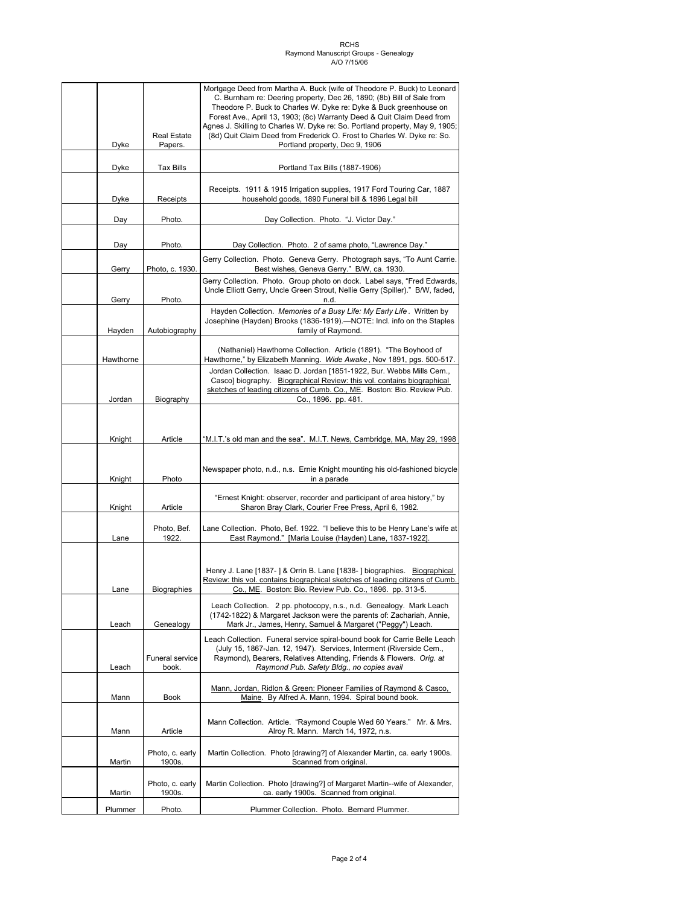| | | | |
|---|---|---|---|
| | Dyke | Real Estate Papers. | Mortgage Deed from Martha A. Buck (wife of Theodore P. Buck) to Leonard C. Burnham re: Deering property, Dec 26, 1890; (8b) Bill of Sale from Theodore P. Buck to Charles W. Dyke re: Dyke & Buck greenhouse on Forest Ave., April 13, 1903; (8c) Warranty Deed & Quit Claim Deed from Agnes J. Skilling to Charles W. Dyke re: So. Portland property, May 9, 1905; (8d) Quit Claim Deed from Frederick O. Frost to Charles W. Dyke re: So. Portland property, Dec 9, 1906 |
| | Dyke | Tax Bills | Portland Tax Bills (1887-1906) |
| | Dyke | Receipts | Receipts. 1911 & 1915 Irrigation supplies, 1917 Ford Touring Car, 1887 household goods, 1890 Funeral bill & 1896 Legal bill |
| | Day | Photo. | Day Collection. Photo. "J. Victor Day." |
| | Day | Photo. | Day Collection. Photo. 2 of same photo, "Lawrence Day." |
| | Gerry | Photo, c. 1930. | Gerry Collection. Photo. Geneva Gerry. Photograph says, "To Aunt Carrie. Best wishes, Geneva Gerry." B/W, ca. 1930. |
| | Gerry | Photo. | Gerry Collection. Photo. Group photo on dock. Label says, "Fred Edwards, Uncle Elliott Gerry, Uncle Green Strout, Nellie Gerry (Spiller)." B/W, faded, n.d. |
| | Hayden | Autobiography | Hayden Collection. *Memories of a Busy Life: My Early Life*. Written by Josephine (Hayden) Brooks (1836-1919).—NOTE: Incl. info on the Staples family of Raymond. |
| | Hawthorne | | (Nathaniel) Hawthorne Collection. Article (1891). "The Boyhood of Hawthorne," by Elizabeth Manning. *Wide Awake*, Nov 1891, pgs. 500-517. |
| | Jordan | Biography | Jordan Collection. Isaac D. Jordan [1851-1922, Bur. Webbs Mills Cem., Casco] biography. Biographical Review: this vol. contains biographical sketches of leading citizens of Cumb. Co., ME. Boston: Bio. Review Pub. Co., 1896. pp. 481. |
| | Knight | Article | "M.I.T.'s old man and the sea". M.I.T. News, Cambridge, MA, May 29, 1998 |
| | Knight | Photo | Newspaper photo, n.d., n.s. Ernie Knight mounting his old-fashioned bicycle in a parade |
| | Knight | Article | "Ernest Knight: observer, recorder and participant of area history," by Sharon Bray Clark, Courier Free Press, April 6, 1982. |
| | Lane | Photo, Bef. 1922. | Lane Collection. Photo, Bef. 1922. "I believe this to be Henry Lane's wife at East Raymond." [Maria Louise (Hayden) Lane, 1837-1922]. |
| | Lane | Biographies | Henry J. Lane [1837- ] & Orrin B. Lane [1838- ] biographies. Biographical Review: this vol. contains biographical sketches of leading citizens of Cumb. Co., ME. Boston: Bio. Review Pub. Co., 1896. pp. 313-5. |
| | Leach | Genealogy | Leach Collection. 2 pp. photocopy, n.s., n.d. Genealogy. Mark Leach (1742-1822) & Margaret Jackson were the parents of: Zachariah, Annie, Mark Jr., James, Henry, Samuel & Margaret ("Peggy") Leach. |
| | Leach | Funeral service book. | Leach Collection. Funeral service spiral-bound book for Carrie Belle Leach (July 15, 1867-Jan. 12, 1947). Services, Interment (Riverside Cem., Raymond), Bearers, Relatives Attending, Friends & Flowers. *Orig. at Raymond Pub. Safety Bldg., no copies avail* |
| | Mann | Book | Mann, Jordan, Ridlon & Green: Pioneer Families of Raymond & Casco, Maine. By Alfred A. Mann, 1994. Spiral bound book. |
| | Mann | Article | Mann Collection. Article. "Raymond Couple Wed 60 Years." Mr. & Mrs. Alroy R. Mann. March 14, 1972, n.s. |
| | Martin | Photo, c. early 1900s. | Martin Collection. Photo [drawing?] of Alexander Martin, ca. early 1900s. Scanned from original. |
| | Martin | Photo, c. early 1900s. | Martin Collection. Photo [drawing?] of Margaret Martin--wife of Alexander, ca. early 1900s. Scanned from original. |
| | Plummer | Photo. | Plummer Collection. Photo. Bernard Plummer. |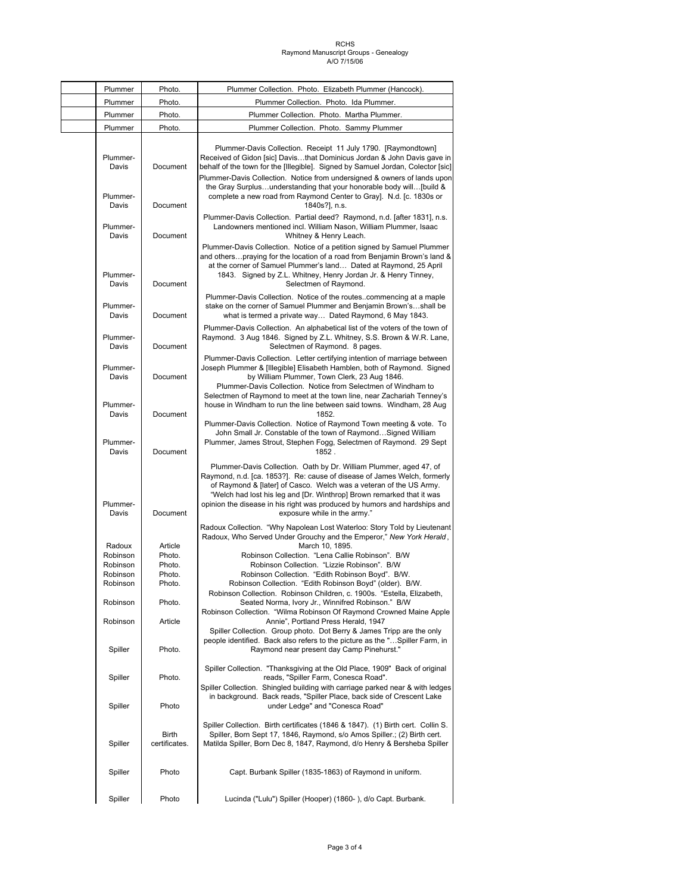| | | |
|---|---|---|
| Plummer | Photo. | Plummer Collection. Photo. Elizabeth Plummer (Hancock). |
| Plummer | Photo. | Plummer Collection. Photo. Ida Plummer. |
| Plummer | Photo. | Plummer Collection. Photo. Martha Plummer. |
| Plummer | Photo. | Plummer Collection. Photo. Sammy Plummer |
| Plummer-Davis | Document | Plummer-Davis Collection. Receipt 11 July 1790. [Raymondtown] Received of Gidon [sic] Davis…that Dominicus Jordan & John Davis gave in behalf of the town for the [Illegible]. Signed by Samuel Jordan, Colector [sic] |
| Plummer-Davis | Document | Plummer-Davis Collection. Notice from undersigned & owners of lands upon the Gray Surplus…understanding that your honorable body will…[build & complete a new road from Raymond Center to Gray]. N.d. [c. 1830s or 1840s?], n.s. |
| Plummer-Davis | Document | Plummer-Davis Collection. Partial deed? Raymond, n.d. [after 1831], n.s. Landowners mentioned incl. William Nason, William Plummer, Isaac Whitney & Henry Leach. |
| Plummer-Davis | Document | Plummer-Davis Collection. Notice of a petition signed by Samuel Plummer and others…praying for the location of a road from Benjamin Brown's land & at the corner of Samuel Plummer's land… Dated at Raymond, 25 April 1843. Signed by Z.L. Whitney, Henry Jordan Jr. & Henry Tinney, Selectmen of Raymond. |
| Plummer-Davis | Document | Plummer-Davis Collection. Notice of the routes..commencing at a maple stake on the corner of Samuel Plummer and Benjamin Brown's…shall be what is termed a private way… Dated Raymond, 6 May 1843. |
| Plummer-Davis | Document | Plummer-Davis Collection. An alphabetical list of the voters of the town of Raymond. 3 Aug 1846. Signed by Z.L. Whitney, S.S. Brown & W.R. Lane, Selectmen of Raymond. 8 pages. |
| Plummer-Davis | Document | Plummer-Davis Collection. Letter certifying intention of marriage between Joseph Plummer & [Illegible] Elisabeth Hamblen, both of Raymond. Signed by William Plummer, Town Clerk, 23 Aug 1846. |
| Plummer-Davis | Document | Plummer-Davis Collection. Notice from Selectmen of Windham to Selectmen of Raymond to meet at the town line, near Zachariah Tenney's house in Windham to run the line between said towns. Windham, 28 Aug 1852. |
| Plummer-Davis | Document | Plummer-Davis Collection. Notice of Raymond Town meeting & vote. To John Small Jr. Constable of the town of Raymond…Signed William Plummer, James Strout, Stephen Fogg, Selectmen of Raymond. 29 Sept 1852 . |
| Plummer-Davis | Document | Plummer-Davis Collection. Oath by Dr. William Plummer, aged 47, of Raymond, n.d. [ca. 1853?]. Re: cause of disease of James Welch, formerly of Raymond & [later] of Casco. Welch was a veteran of the US Army. "Welch had lost his leg and [Dr. Winthrop] Brown remarked that it was opinion the disease in his right was produced by humors and hardships and exposure while in the army." |
| Radoux | Article | Radoux Collection. "Why Napolean Lost Waterloo: Story Told by Lieutenant Radoux, Who Served Under Grouchy and the Emperor," *New York Herald*, March 10, 1895. |
| Robinson | Photo. | Robinson Collection. "Lena Callie Robinson". B/W |
| Robinson | Photo. | Robinson Collection. "Lizzie Robinson". B/W |
| Robinson | Photo. | Robinson Collection. "Edith Robinson Boyd". B/W. |
| Robinson | Photo. | Robinson Collection. "Edith Robinson Boyd" (older). B/W. |
| Robinson | Photo. | Robinson Collection. Robinson Children, c. 1900s. "Estella, Elizabeth, Seated Norma, Ivory Jr., Winnifred Robinson." B/W |
| Robinson | Article | Robinson Collection. "Wilma Robinson Of Raymond Crowned Maine Apple Annie", Portland Press Herald, 1947 |
| Spiller | Photo. | Spiller Collection. Group photo. Dot Berry & James Tripp are the only people identified. Back also refers to the picture as the "…Spiller Farm, in Raymond near present day Camp Pinehurst." |
| Spiller | Photo. | Spiller Collection. "Thanksgiving at the Old Place, 1909" Back of original reads, "Spiller Farm, Conesca Road". |
| Spiller | Photo | Spiller Collection. Shingled building with carriage parked near & with ledges in background. Back reads, "Spiller Place, back side of Crescent Lake under Ledge" and "Conesca Road" |
| Spiller | Birth certificates. | Spiller Collection. Birth certificates (1846 & 1847). (1) Birth cert. Collin S. Spiller, Born Sept 17, 1846, Raymond, s/o Amos Spiller.; (2) Birth cert. Matilda Spiller, Born Dec 8, 1847, Raymond, d/o Henry & Bersheba Spiller |
| Spiller | Photo | Capt. Burbank Spiller (1835-1863) of Raymond in uniform. |
| Spiller | Photo | Lucinda ("Lulu") Spiller (Hooper) (1860- ), d/o Capt. Burbank. |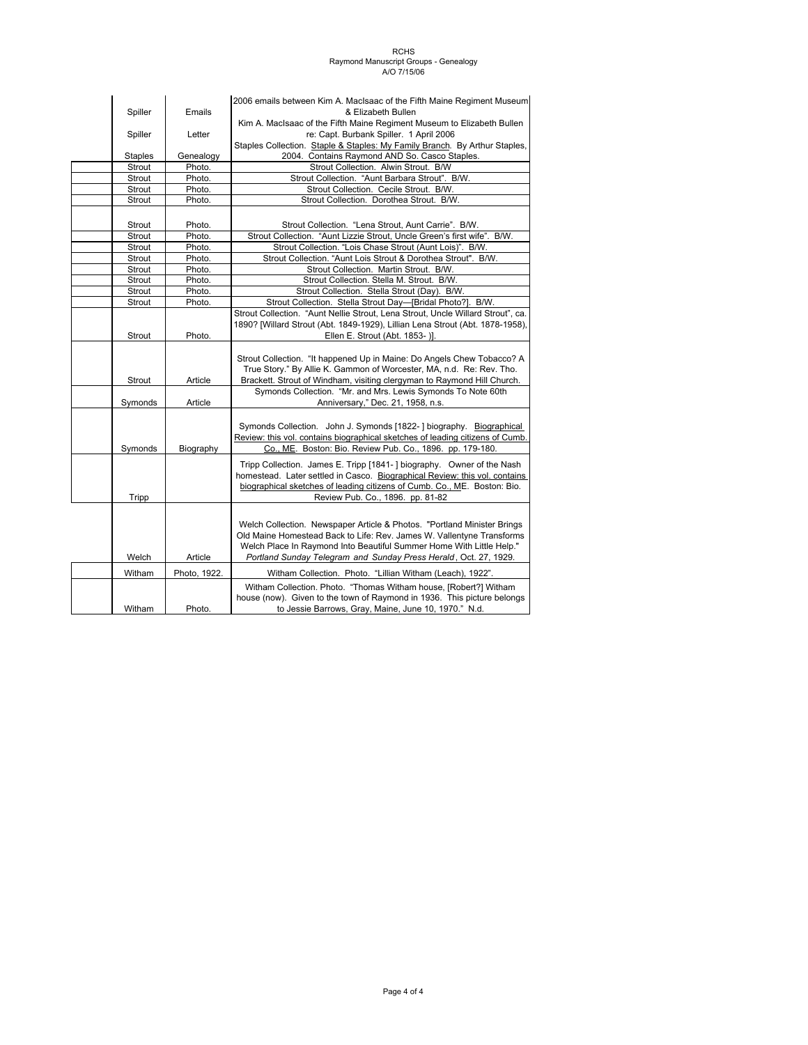RCHS
Raymond Manuscript Groups - Genealogy
A/O 7/15/06

| | | | |
|---|---|---|---|
| | Spiller | Emails | 2006 emails between Kim A. MacIsaac of the Fifth Maine Regiment Museum & Elizabeth Bullen |
| | Spiller | Letter | Kim A. MacIsaac of the Fifth Maine Regiment Museum to Elizabeth Bullen re: Capt. Burbank Spiller. 1 April 2006 |
| | Staples | Genealogy | Staples Collection. Staple & Staples: My Family Branch. By Arthur Staples, 2004. Contains Raymond AND So. Casco Staples. |
| | Strout | Photo. | Strout Collection. Alwin Strout. B/W |
| | Strout | Photo. | Strout Collection. "Aunt Barbara Strout". B/W. |
| | Strout | Photo. | Strout Collection. Cecile Strout. B/W. |
| | Strout | Photo. | Strout Collection. Dorothea Strout. B/W. |
| | Strout | Photo. | Strout Collection. "Lena Strout, Aunt Carrie". B/W. |
| | Strout | Photo. | Strout Collection. "Aunt Lizzie Strout, Uncle Green's first wife". B/W. |
| | Strout | Photo. | Strout Collection. "Lois Chase Strout (Aunt Lois)". B/W. |
| | Strout | Photo. | Strout Collection. "Aunt Lois Strout & Dorothea Strout". B/W. |
| | Strout | Photo. | Strout Collection. Martin Strout. B/W. |
| | Strout | Photo. | Strout Collection. Stella M. Strout. B/W. |
| | Strout | Photo. | Strout Collection. Stella Strout (Day). B/W. |
| | Strout | Photo. | Strout Collection. Stella Strout Day—[Bridal Photo?]. B/W. |
| | Strout | Photo. | Strout Collection. "Aunt Nellie Strout, Lena Strout, Uncle Willard Strout", ca. 1890? [Willard Strout (Abt. 1849-1929), Lillian Lena Strout (Abt. 1878-1958), Ellen E. Strout (Abt. 1853- )]. |
| | Strout | Article | Strout Collection. "It happened Up in Maine: Do Angels Chew Tobacco? A True Story." By Allie K. Gammon of Worcester, MA, n.d. Re: Rev. Tho. Brackett. Strout of Windham, visiting clergyman to Raymond Hill Church. |
| | Symonds | Article | Symonds Collection. "Mr. and Mrs. Lewis Symonds To Note 60th Anniversary," Dec. 21, 1958, n.s. |
| | Symonds | Biography | Symonds Collection. John J. Symonds [1822- ] biography. Biographical Review: this vol. contains biographical sketches of leading citizens of Cumb. Co., ME. Boston: Bio. Review Pub. Co., 1896. pp. 179-180. |
| | Tripp | | Tripp Collection. James E. Tripp [1841- ] biography. Owner of the Nash homestead. Later settled in Casco. Biographical Review: this vol. contains biographical sketches of leading citizens of Cumb. Co., ME. Boston: Bio. Review Pub. Co., 1896. pp. 81-82 |
| | Welch | Article | Welch Collection. Newspaper Article & Photos. "Portland Minister Brings Old Maine Homestead Back to Life: Rev. James W. Vallentyne Transforms Welch Place In Raymond Into Beautiful Summer Home With Little Help." *Portland Sunday Telegram and Sunday Press Herald*, Oct. 27, 1929. |
| | Witham | Photo, 1922. | Witham Collection. Photo. "Lillian Witham (Leach), 1922". |
| | Witham | Photo. | Witham Collection. Photo. "Thomas Witham house, [Robert?] Witham house (now). Given to the town of Raymond in 1936. This picture belongs to Jessie Barrows, Gray, Maine, June 10, 1970." N.d. |